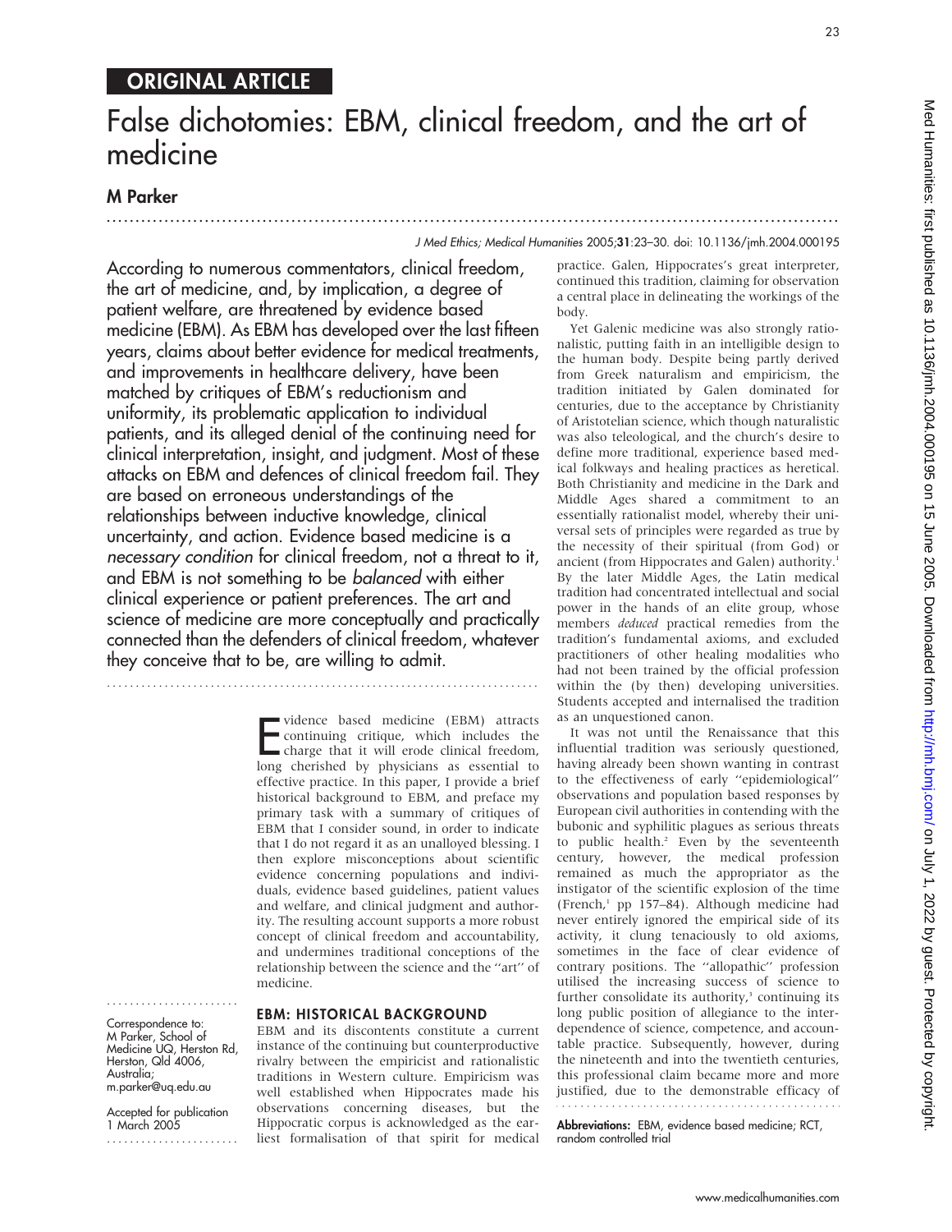ORIGINAL ARTICLE

# False dichotomies: EBM, clinical freedom, and the art of medicine

**M Parker**

According to numerous commentators, clinical freedom, the art of medicine, and, by implication, a degree of patient welfare, are threatened by evidence based medicine (EBM). As EBM has developed over the last fifteen years, claims about better evidence for medical treatments, and improvements in healthcare delivery, have been matched by critiques of EBM's reductionism and uniformity, its problematic application to individual patients, and its alleged denial of the continuing need for clinical interpretation, insight, and judgment. Most of these attacks on EBM and defences of clinical freedom fail. They are based on erroneous understandings of the relationships between inductive knowledge, clinical uncertainty, and action. Evidence based medicine is a *necessary condition* for clinical freedom, not a threat to it, and EBM is not something to be *balanced* with either clinical experience or patient preferences. The art and science of medicine are more conceptually and practically connected than the defenders of clinical freedom, whatever they conceive that to be, are willing to admit.

Correspondence to: M Parker, School of Medicine UQ, Herston Rd, Herston, Qld 4006, Australia; m.parker@uq.edu.au

Accepted for publication 1 March 2005

Evidence based medicine (EBM) attracts continuing critique, which includes the charge that it will erode clinical freedom, long cherished by physicians as essential to effective practice. In this paper, I provide a brief historical background to EBM, and preface my primary task with a summary of critiques of EBM that I consider sound, in order to indicate that I do not regard it as an unalloyed blessing. I then explore misconceptions about scientific evidence concerning populations and individuals, evidence based guidelines, patient values and welfare, and clinical judgment and authority. The resulting account supports a more robust concept of clinical freedom and accountability, and undermines traditional conceptions of the relationship between the science and the "art" of medicine.

## EBM: HISTORICAL BACKGROUND

EBM and its discontents constitute a current instance of the continuing but counterproductive rivalry between the empiricist and rationalistic traditions in Western culture. Empiricism was well established when Hippocrates made his observations concerning diseases, but the Hippocratic corpus is acknowledged as the earliest formalisation of that spirit for medical practice. Galen, Hippocrates's great interpreter, continued this tradition, claiming for observation a central place in delineating the workings of the body.

Yet Galenic medicine was also strongly rationalistic, putting faith in an intelligible design to the human body. Despite being partly derived from Greek naturalism and empiricism, the tradition initiated by Galen dominated for centuries, due to the acceptance by Christianity of Aristotelian science, which though naturalistic was also teleological, and the church's desire to define more traditional, experience based medical folkways and healing practices as heretical. Both Christianity and medicine in the Dark and Middle Ages shared a commitment to an essentially rationalist model, whereby their universal sets of principles were regarded as true by the necessity of their spiritual (from God) or ancient (from Hippocrates and Galen) authority.[1] By the later Middle Ages, the Latin medical tradition had concentrated intellectual and social power in the hands of an elite group, whose members *deduced* practical remedies from the tradition's fundamental axioms, and excluded practitioners of other healing modalities who had not been trained by the official profession within the (by then) developing universities. Students accepted and internalised the tradition as an unquestioned canon.

It was not until the Renaissance that this influential tradition was seriously questioned, having already been shown wanting in contrast to the effectiveness of early "epidemiological" observations and population based responses by European civil authorities in contending with the bubonic and syphilitic plagues as serious threats to public health.[2] Even by the seventeenth century, however, the medical profession remained as much the appropriator as the instigator of the scientific explosion of the time (French,[1] pp 157–84). Although medicine had never entirely ignored the empirical side of its activity, it clung tenaciously to old axioms, sometimes in the face of clear evidence of contrary positions. The "allopathic" profession utilised the increasing success of science to further consolidate its authority,[3] continuing its long public position of allegiance to the interdependence of science, competence, and accountable practice. Subsequently, however, during the nineteenth and into the twentieth centuries, this professional claim became more and more justified, due to the demonstrable efficacy of

**Abbreviations:** EBM, evidence based medicine; RCT, random controlled trial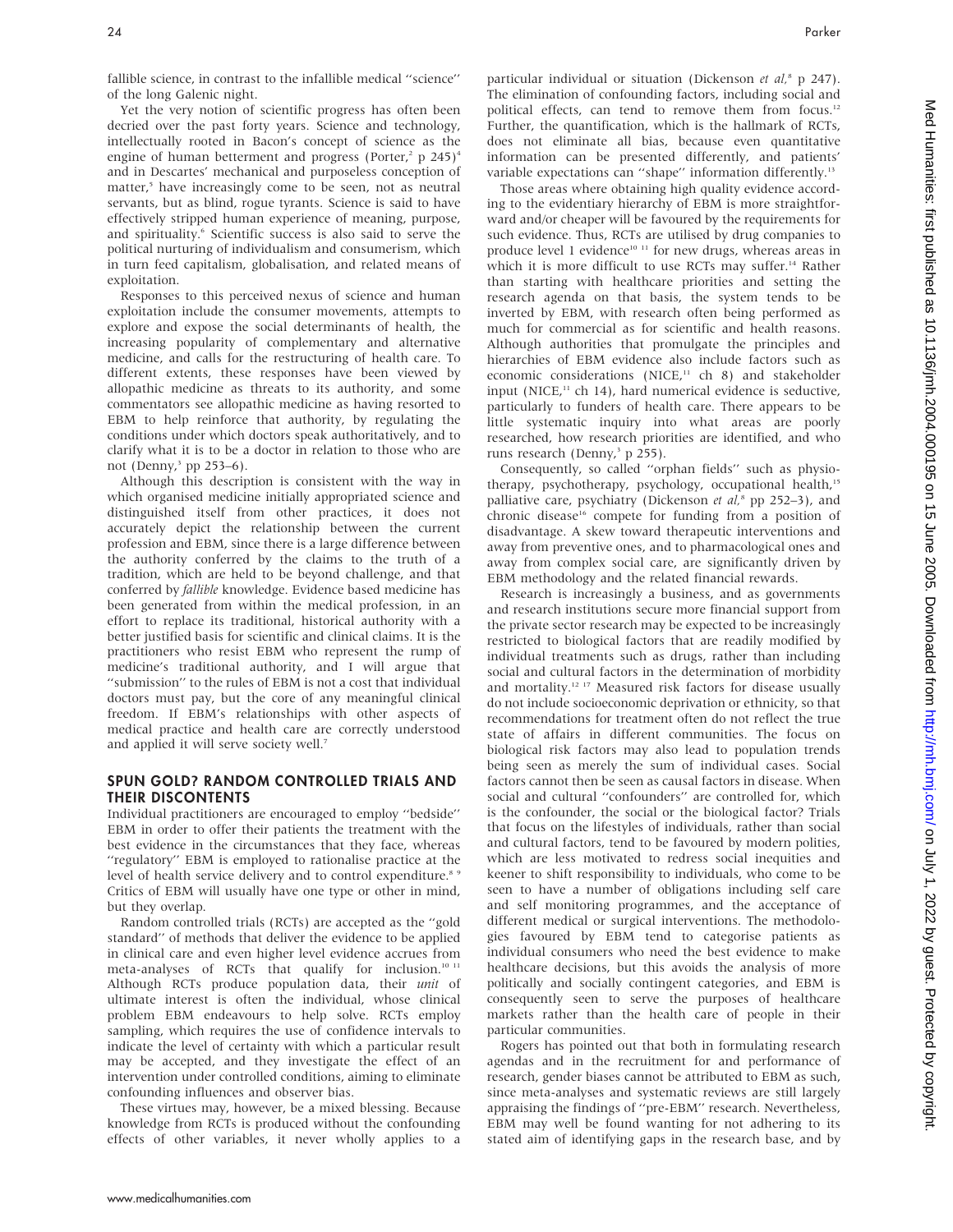fallible science, in contrast to the infallible medical ''science'' of the long Galenic night.

Yet the very notion of scientific progress has often been decried over the past forty years. Science and technology, intellectually rooted in Bacon's concept of science as the engine of human betterment and progress (Porter,[2] p 245)[4] and in Descartes' mechanical and purposeless conception of matter,[5] have increasingly come to be seen, not as neutral servants, but as blind, rogue tyrants. Science is said to have effectively stripped human experience of meaning, purpose, and spirituality.[6] Scientific success is also said to serve the political nurturing of individualism and consumerism, which in turn feed capitalism, globalisation, and related means of exploitation.

Responses to this perceived nexus of science and human exploitation include the consumer movements, attempts to explore and expose the social determinants of health, the increasing popularity of complementary and alternative medicine, and calls for the restructuring of health care. To different extents, these responses have been viewed by allopathic medicine as threats to its authority, and some commentators see allopathic medicine as having resorted to EBM to help reinforce that authority, by regulating the conditions under which doctors speak authoritatively, and to clarify what it is to be a doctor in relation to those who are not (Denny,[3] pp 253–6).

Although this description is consistent with the way in which organised medicine initially appropriated science and distinguished itself from other practices, it does not accurately depict the relationship between the current profession and EBM, since there is a large difference between the authority conferred by the claims to the truth of a tradition, which are held to be beyond challenge, and that conferred by *fallible* knowledge. Evidence based medicine has been generated from within the medical profession, in an effort to replace its traditional, historical authority with a better justified basis for scientific and clinical claims. It is the practitioners who resist EBM who represent the rump of medicine's traditional authority, and I will argue that ''submission'' to the rules of EBM is not a cost that individual doctors must pay, but the core of any meaningful clinical freedom. If EBM's relationships with other aspects of medical practice and health care are correctly understood and applied it will serve society well.[7]

## SPUN GOLD? RANDOM CONTROLLED TRIALS AND THEIR DISCONTENTS

Individual practitioners are encouraged to employ ''bedside'' EBM in order to offer their patients the treatment with the best evidence in the circumstances that they face, whereas ''regulatory'' EBM is employed to rationalise practice at the level of health service delivery and to control expenditure.[8,9] Critics of EBM will usually have one type or other in mind, but they overlap.

Random controlled trials (RCTs) are accepted as the ''gold standard'' of methods that deliver the evidence to be applied in clinical care and even higher level evidence accrues from meta-analyses of RCTs that qualify for inclusion.[10,11] Although RCTs produce population data, their *unit* of ultimate interest is often the individual, whose clinical problem EBM endeavours to help solve. RCTs employ sampling, which requires the use of confidence intervals to indicate the level of certainty with which a particular result may be accepted, and they investigate the effect of an intervention under controlled conditions, aiming to eliminate confounding influences and observer bias.

These virtues may, however, be a mixed blessing. Because knowledge from RCTs is produced without the confounding effects of other variables, it never wholly applies to a particular individual or situation (Dickenson *et al*,[8] p 247). The elimination of confounding factors, including social and political effects, can tend to remove them from focus.[12] Further, the quantification, which is the hallmark of RCTs, does not eliminate all bias, because even quantitative information can be presented differently, and patients' variable expectations can ''shape'' information differently.[13]

Those areas where obtaining high quality evidence according to the evidentiary hierarchy of EBM is more straightforward and/or cheaper will be favoured by the requirements for such evidence. Thus, RCTs are utilised by drug companies to produce level 1 evidence[10,11] for new drugs, whereas areas in which it is more difficult to use RCTs may suffer.[14] Rather than starting with healthcare priorities and setting the research agenda on that basis, the system tends to be inverted by EBM, with research often being performed as much for commercial as for scientific and health reasons. Although authorities that promulgate the principles and hierarchies of EBM evidence also include factors such as economic considerations (NICE,[11] ch 8) and stakeholder input (NICE,[11] ch 14), hard numerical evidence is seductive, particularly to funders of health care. There appears to be little systematic inquiry into what areas are poorly researched, how research priorities are identified, and who runs research (Denny,[3] p 255).

Consequently, so called ''orphan fields'' such as physiotherapy, psychotherapy, psychology, occupational health,[15] palliative care, psychiatry (Dickenson *et al*,[8] pp 252–3), and chronic disease[16] compete for funding from a position of disadvantage. A skew toward therapeutic interventions and away from preventive ones, and to pharmacological ones and away from complex social care, are significantly driven by EBM methodology and the related financial rewards.

Research is increasingly a business, and as governments and research institutions secure more financial support from the private sector research may be expected to be increasingly restricted to biological factors that are readily modified by individual treatments such as drugs, rather than including social and cultural factors in the determination of morbidity and mortality.[12,17] Measured risk factors for disease usually do not include socioeconomic deprivation or ethnicity, so that recommendations for treatment often do not reflect the true state of affairs in different communities. The focus on biological risk factors may also lead to population trends being seen as merely the sum of individual cases. Social factors cannot then be seen as causal factors in disease. When social and cultural ''confounders'' are controlled for, which is the confounder, the social or the biological factor? Trials that focus on the lifestyles of individuals, rather than social and cultural factors, tend to be favoured by modern polities, which are less motivated to redress social inequities and keener to shift responsibility to individuals, who come to be seen to have a number of obligations including self care and self monitoring programmes, and the acceptance of different medical or surgical interventions. The methodologies favoured by EBM tend to categorise patients as individual consumers who need the best evidence to make healthcare decisions, but this avoids the analysis of more politically and socially contingent categories, and EBM is consequently seen to serve the purposes of healthcare markets rather than the health care of people in their particular communities.

Rogers has pointed out that both in formulating research agendas and in the recruitment for and performance of research, gender biases cannot be attributed to EBM as such, since meta-analyses and systematic reviews are still largely appraising the findings of ''pre-EBM'' research. Nevertheless, EBM may well be found wanting for not adhering to its stated aim of identifying gaps in the research base, and by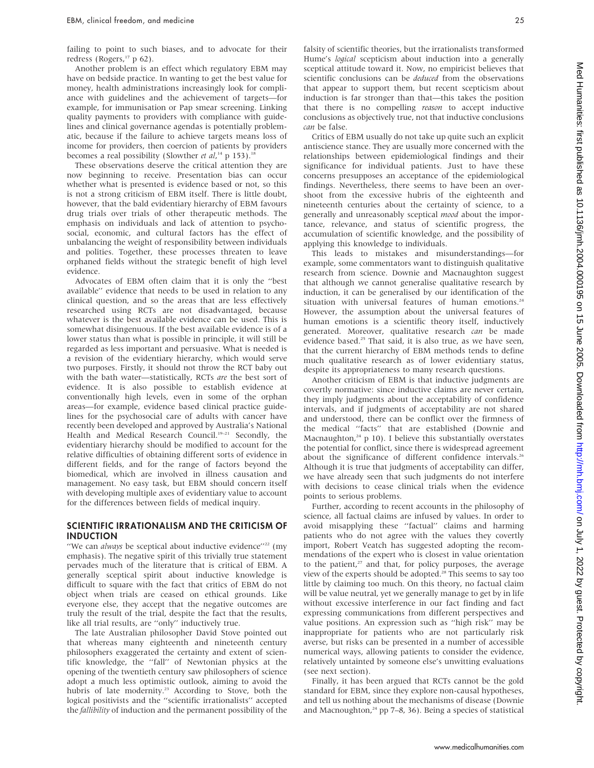failing to point to such biases, and to advocate for their redress (Rogers,[17] p 62).

Another problem is an effect which regulatory EBM may have on bedside practice. In wanting to get the best value for money, health administrations increasingly look for compliance with guidelines and the achievement of targets—for example, for immunisation or Pap smear screening. Linking quality payments to providers with compliance with guidelines and clinical governance agendas is potentially problematic, because if the failure to achieve targets means loss of income for providers, then coercion of patients by providers becomes a real possibility (Slowther *et al*,[14] p 153).[18]

These observations deserve the critical attention they are now beginning to receive. Presentation bias can occur whether what is presented is evidence based or not, so this is not a strong criticism of EBM itself. There is little doubt, however, that the bald evidentiary hierarchy of EBM favours drug trials over trials of other therapeutic methods. The emphasis on individuals and lack of attention to psychosocial, economic, and cultural factors has the effect of unbalancing the weight of responsibility between individuals and polities. Together, these processes threaten to leave orphaned fields without the strategic benefit of high level evidence.

Advocates of EBM often claim that it is only the ''best available'' evidence that needs to be used in relation to any clinical question, and so the areas that are less effectively researched using RCTs are not disadvantaged, because whatever is the best available evidence can be used. This is somewhat disingenuous. If the best available evidence is of a lower status than what is possible in principle, it will still be regarded as less important and persuasive. What is needed is a revision of the evidentiary hierarchy, which would serve two purposes. Firstly, it should not throw the RCT baby out with the bath water—statistically, RCTs *are* the best sort of evidence. It is also possible to establish evidence at conventionally high levels, even in some of the orphan areas—for example, evidence based clinical practice guidelines for the psychosocial care of adults with cancer have recently been developed and approved by Australia's National Health and Medical Research Council.[19–21] Secondly, the evidentiary hierarchy should be modified to account for the relative difficulties of obtaining different sorts of evidence in different fields, and for the range of factors beyond the biomedical, which are involved in illness causation and management. No easy task, but EBM should concern itself with developing multiple axes of evidentiary value to account for the differences between fields of medical inquiry.

## SCIENTIFIC IRRATIONALISM AND THE CRITICISM OF INDUCTION

''We can *always* be sceptical about inductive evidence''[22] (my emphasis). The negative spirit of this trivially true statement pervades much of the literature that is critical of EBM. A generally sceptical spirit about inductive knowledge is difficult to square with the fact that critics of EBM do not object when trials are ceased on ethical grounds. Like everyone else, they accept that the negative outcomes are truly the result of the trial, despite the fact that the results, like all trial results, are ''only'' inductively true.

The late Australian philosopher David Stove pointed out that whereas many eighteenth and nineteenth century philosophers exaggerated the certainty and extent of scientific knowledge, the ''fall'' of Newtonian physics at the opening of the twentieth century saw philosophers of science adopt a much less optimistic outlook, aiming to avoid the hubris of late modernity.[23] According to Stove, both the logical positivists and the ''scientific irrationalists'' accepted the *fallibility* of induction and the permanent possibility of the falsity of scientific theories, but the irrationalists transformed Hume's *logical* scepticism about induction into a generally sceptical attitude toward it. Now, no empiricist believes that scientific conclusions can be *deduced* from the observations that appear to support them, but recent scepticism about induction is far stronger than that—this takes the position that there is no compelling *reason* to accept inductive conclusions as objectively true, not that inductive conclusions *can* be false.

Critics of EBM usually do not take up quite such an explicit antiscience stance. They are usually more concerned with the relationships between epidemiological findings and their significance for individual patients. Just to have these concerns presupposes an acceptance of the epidemiological findings. Nevertheless, there seems to have been an overshoot from the excessive hubris of the eighteenth and nineteenth centuries about the certainty of science, to a generally and unreasonably sceptical *mood* about the importance, relevance, and status of scientific progress, the accumulation of scientific knowledge, and the possibility of applying this knowledge to individuals.

This leads to mistakes and misunderstandings—for example, some commentators want to distinguish qualitative research from science. Downie and Macnaughton suggest that although we cannot generalise qualitative research by induction, it can be generalised by our identification of the situation with universal features of human emotions.[24] However, the assumption about the universal features of human emotions is a scientific theory itself, inductively generated. Moreover, qualitative research *can* be made evidence based.[25] That said, it is also true, as we have seen, that the current hierarchy of EBM methods tends to define much qualitative research as of lower evidentiary status, despite its appropriateness to many research questions.

Another criticism of EBM is that inductive judgments are covertly normative: since inductive claims are never certain, they imply judgments about the acceptability of confidence intervals, and if judgments of acceptability are not shared and understood, there can be conflict over the firmness of the medical ''facts'' that are established (Downie and Macnaughton,[24] p 10). I believe this substantially overstates the potential for conflict, since there is widespread agreement about the significance of different confidence intervals.[26] Although it is true that judgments of acceptability can differ, we have already seen that such judgments do not interfere with decisions to cease clinical trials when the evidence points to serious problems.

Further, according to recent accounts in the philosophy of science, all factual claims are infused by values. In order to avoid misapplying these ''factual'' claims and harming patients who do not agree with the values they covertly import, Robert Veatch has suggested adopting the recommendations of the expert who is closest in value orientation to the patient,[27] and that, for policy purposes, the average view of the experts should be adopted.[28] This seems to say too little by claiming too much. On this theory, no factual claim will be value neutral, yet we generally manage to get by in life without excessive interference in our fact finding and fact expressing communications from different perspectives and value positions. An expression such as ''high risk'' may be inappropriate for patients who are not particularly risk averse, but risks can be presented in a number of accessible numerical ways, allowing patients to consider the evidence, relatively untainted by someone else's unwitting evaluations (see next section).

Finally, it has been argued that RCTs cannot be the gold standard for EBM, since they explore non-causal hypotheses, and tell us nothing about the mechanisms of disease (Downie and Macnaughton,[24] pp 7–8, 36). Being a species of statistical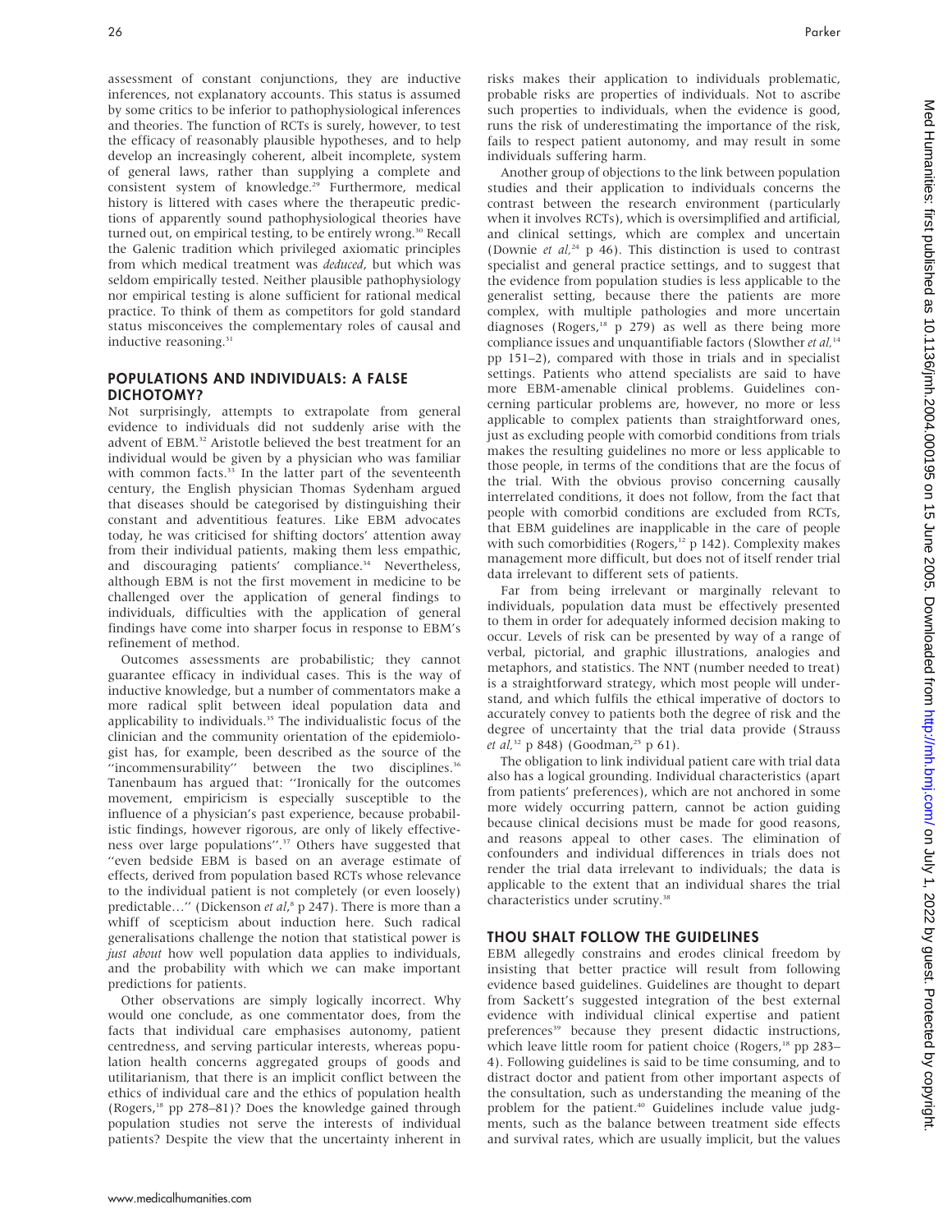assessment of constant conjunctions, they are inductive inferences, not explanatory accounts. This status is assumed by some critics to be inferior to pathophysiological inferences and theories. The function of RCTs is surely, however, to test the efficacy of reasonably plausible hypotheses, and to help develop an increasingly coherent, albeit incomplete, system of general laws, rather than supplying a complete and consistent system of knowledge.[29] Furthermore, medical history is littered with cases where the therapeutic predictions of apparently sound pathophysiological theories have turned out, on empirical testing, to be entirely wrong.[30] Recall the Galenic tradition which privileged axiomatic principles from which medical treatment was *deduced*, but which was seldom empirically tested. Neither plausible pathophysiology nor empirical testing is alone sufficient for rational medical practice. To think of them as competitors for gold standard status misconceives the complementary roles of causal and inductive reasoning.[31]

## POPULATIONS AND INDIVIDUALS: A FALSE DICHOTOMY?

Not surprisingly, attempts to extrapolate from general evidence to individuals did not suddenly arise with the advent of EBM.[32] Aristotle believed the best treatment for an individual would be given by a physician who was familiar with common facts.[33] In the latter part of the seventeenth century, the English physician Thomas Sydenham argued that diseases should be categorised by distinguishing their constant and adventitious features. Like EBM advocates today, he was criticised for shifting doctors' attention away from their individual patients, making them less empathic, and discouraging patients' compliance.[34] Nevertheless, although EBM is not the first movement in medicine to be challenged over the application of general findings to individuals, difficulties with the application of general findings have come into sharper focus in response to EBM's refinement of method.

Outcomes assessments are probabilistic; they cannot guarantee efficacy in individual cases. This is the way of inductive knowledge, but a number of commentators make a more radical split between ideal population data and applicability to individuals.[35] The individualistic focus of the clinician and the community orientation of the epidemiologist has, for example, been described as the source of the "incommensurability" between the two disciplines.[36] Tanenbaum has argued that: "Ironically for the outcomes movement, empiricism is especially susceptible to the influence of a physician's past experience, because probabilistic findings, however rigorous, are only of likely effectiveness over large populations".[37] Others have suggested that "even bedside EBM is based on an average estimate of effects, derived from population based RCTs whose relevance to the individual patient is not completely (or even loosely) predictable…" (Dickenson *et al*,[8] p 247). There is more than a whiff of scepticism about induction here. Such radical generalisations challenge the notion that statistical power is *just about* how well population data applies to individuals, and the probability with which we can make important predictions for patients.

Other observations are simply logically incorrect. Why would one conclude, as one commentator does, from the facts that individual care emphasises autonomy, patient centredness, and serving particular interests, whereas population health concerns aggregated groups of goods and utilitarianism, that there is an implicit conflict between the ethics of individual care and the ethics of population health (Rogers,[18] pp 278–81)? Does the knowledge gained through population studies not serve the interests of individual patients? Despite the view that the uncertainty inherent in risks makes their application to individuals problematic, probable risks are properties of individuals. Not to ascribe such properties to individuals, when the evidence is good, runs the risk of underestimating the importance of the risk, fails to respect patient autonomy, and may result in some individuals suffering harm.

Another group of objections to the link between population studies and their application to individuals concerns the contrast between the research environment (particularly when it involves RCTs), which is oversimplified and artificial, and clinical settings, which are complex and uncertain (Downie *et al*,[24] p 46). This distinction is used to contrast specialist and general practice settings, and to suggest that the evidence from population studies is less applicable to the generalist setting, because there the patients are more complex, with multiple pathologies and more uncertain diagnoses (Rogers,[18] p 279) as well as there being more compliance issues and unquantifiable factors (Slowther *et al*,[14] pp 151–2), compared with those in trials and in specialist settings. Patients who attend specialists are said to have more EBM-amenable clinical problems. Guidelines concerning particular problems are, however, no more or less applicable to complex patients than straightforward ones, just as excluding people with comorbid conditions from trials makes the resulting guidelines no more or less applicable to those people, in terms of the conditions that are the focus of the trial. With the obvious proviso concerning causally interrelated conditions, it does not follow, from the fact that people with comorbid conditions are excluded from RCTs, that EBM guidelines are inapplicable in the care of people with such comorbidities (Rogers,[12] p 142). Complexity makes management more difficult, but does not of itself render trial data irrelevant to different sets of patients.

Far from being irrelevant or marginally relevant to individuals, population data must be effectively presented to them in order for adequately informed decision making to occur. Levels of risk can be presented by way of a range of verbal, pictorial, and graphic illustrations, analogies and metaphors, and statistics. The NNT (number needed to treat) is a straightforward strategy, which most people will understand, and which fulfils the ethical imperative of doctors to accurately convey to patients both the degree of risk and the degree of uncertainty that the trial data provide (Strauss *et al*,[32] p 848) (Goodman,[25] p 61).

The obligation to link individual patient care with trial data also has a logical grounding. Individual characteristics (apart from patients' preferences), which are not anchored in some more widely occurring pattern, cannot be action guiding because clinical decisions must be made for good reasons, and reasons appeal to other cases. The elimination of confounders and individual differences in trials does not render the trial data irrelevant to individuals; the data is applicable to the extent that an individual shares the trial characteristics under scrutiny.[38]

## THOU SHALT FOLLOW THE GUIDELINES

EBM allegedly constrains and erodes clinical freedom by insisting that better practice will result from following evidence based guidelines. Guidelines are thought to depart from Sackett's suggested integration of the best external evidence with individual clinical expertise and patient preferences[39] because they present didactic instructions, which leave little room for patient choice (Rogers,[18] pp 283–4). Following guidelines is said to be time consuming, and to distract doctor and patient from other important aspects of the consultation, such as understanding the meaning of the problem for the patient.[40] Guidelines include value judgments, such as the balance between treatment side effects and survival rates, which are usually implicit, but the values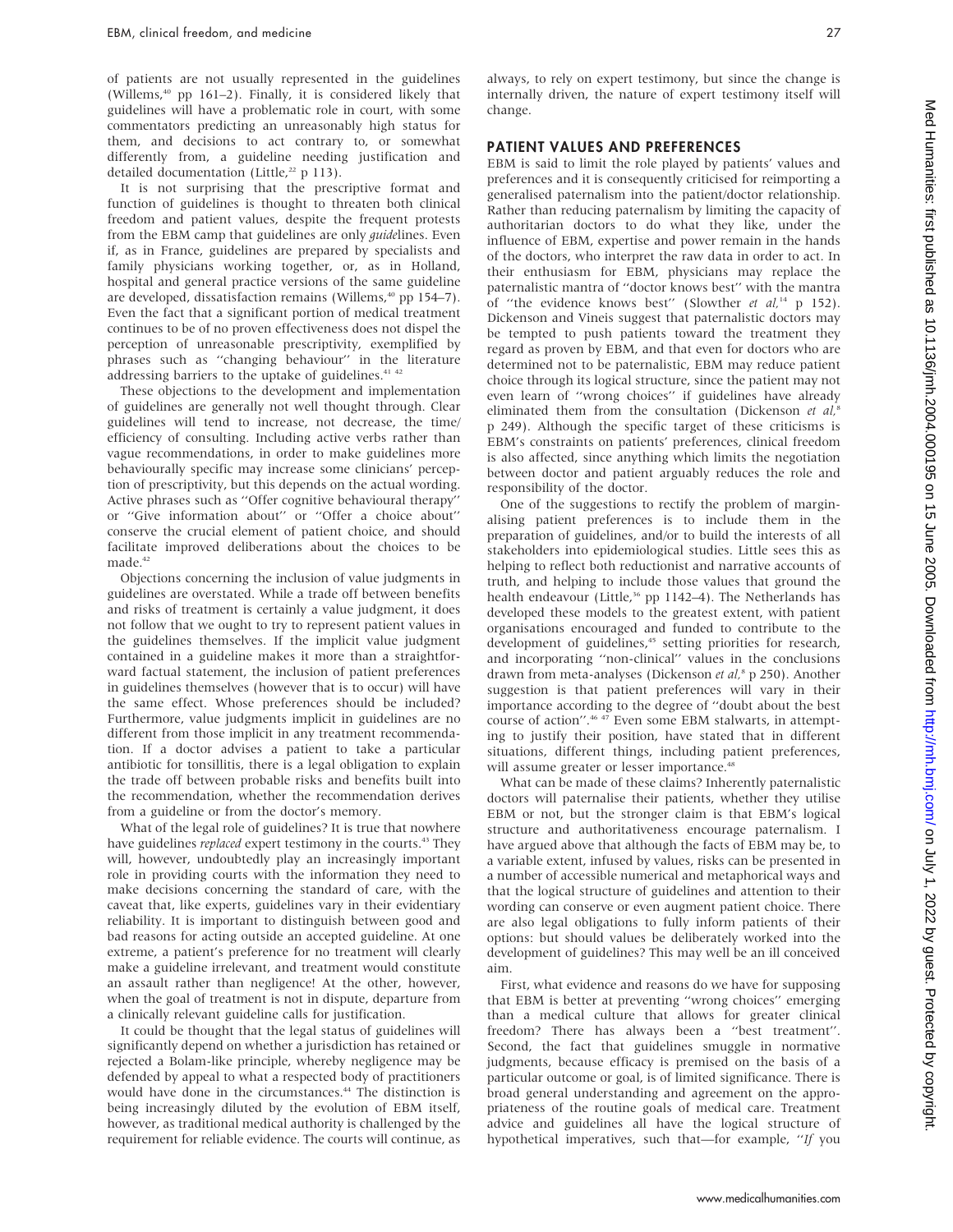of patients are not usually represented in the guidelines (Willems,[40] pp 161–2). Finally, it is considered likely that guidelines will have a problematic role in court, with some commentators predicting an unreasonably high status for them, and decisions to act contrary to, or somewhat differently from, a guideline needing justification and detailed documentation (Little,[22] p 113).

It is not surprising that the prescriptive format and function of guidelines is thought to threaten both clinical freedom and patient values, despite the frequent protests from the EBM camp that guidelines are only *guide*lines. Even if, as in France, guidelines are prepared by specialists and family physicians working together, or, as in Holland, hospital and general practice versions of the same guideline are developed, dissatisfaction remains (Willems,[40] pp 154–7). Even the fact that a significant portion of medical treatment continues to be of no proven effectiveness does not dispel the perception of unreasonable prescriptivity, exemplified by phrases such as ''changing behaviour'' in the literature addressing barriers to the uptake of guidelines.[41 42]

These objections to the development and implementation of guidelines are generally not well thought through. Clear guidelines will tend to increase, not decrease, the time/efficiency of consulting. Including active verbs rather than vague recommendations, in order to make guidelines more behaviourally specific may increase some clinicians' perception of prescriptivity, but this depends on the actual wording. Active phrases such as ''Offer cognitive behavioural therapy'' or ''Give information about'' or ''Offer a choice about'' conserve the crucial element of patient choice, and should facilitate improved deliberations about the choices to be made.[42]

Objections concerning the inclusion of value judgments in guidelines are overstated. While a trade off between benefits and risks of treatment is certainly a value judgment, it does not follow that we ought to try to represent patient values in the guidelines themselves. If the implicit value judgment contained in a guideline makes it more than a straightforward factual statement, the inclusion of patient preferences in guidelines themselves (however that is to occur) will have the same effect. Whose preferences should be included? Furthermore, value judgments implicit in guidelines are no different from those implicit in any treatment recommendation. If a doctor advises a patient to take a particular antibiotic for tonsillitis, there is a legal obligation to explain the trade off between probable risks and benefits built into the recommendation, whether the recommendation derives from a guideline or from the doctor's memory.

What of the legal role of guidelines? It is true that nowhere have guidelines *replaced* expert testimony in the courts.[43] They will, however, undoubtedly play an increasingly important role in providing courts with the information they need to make decisions concerning the standard of care, with the caveat that, like experts, guidelines vary in their evidentiary reliability. It is important to distinguish between good and bad reasons for acting outside an accepted guideline. At one extreme, a patient's preference for no treatment will clearly make a guideline irrelevant, and treatment would constitute an assault rather than negligence! At the other, however, when the goal of treatment is not in dispute, departure from a clinically relevant guideline calls for justification.

It could be thought that the legal status of guidelines will significantly depend on whether a jurisdiction has retained or rejected a Bolam-like principle, whereby negligence may be defended by appeal to what a respected body of practitioners would have done in the circumstances.[44] The distinction is being increasingly diluted by the evolution of EBM itself, however, as traditional medical authority is challenged by the requirement for reliable evidence. The courts will continue, as always, to rely on expert testimony, but since the change is internally driven, the nature of expert testimony itself will change.

## PATIENT VALUES AND PREFERENCES

EBM is said to limit the role played by patients' values and preferences and it is consequently criticised for reimporting a generalised paternalism into the patient/doctor relationship. Rather than reducing paternalism by limiting the capacity of authoritarian doctors to do what they like, under the influence of EBM, expertise and power remain in the hands of the doctors, who interpret the raw data in order to act. In their enthusiasm for EBM, physicians may replace the paternalistic mantra of ''doctor knows best'' with the mantra of ''the evidence knows best'' (Slowther *et al*,[14] p 152). Dickenson and Vineis suggest that paternalistic doctors may be tempted to push patients toward the treatment they regard as proven by EBM, and that even for doctors who are determined not to be paternalistic, EBM may reduce patient choice through its logical structure, since the patient may not even learn of ''wrong choices'' if guidelines have already eliminated them from the consultation (Dickenson *et al*,[8] p 249). Although the specific target of these criticisms is EBM's constraints on patients' preferences, clinical freedom is also affected, since anything which limits the negotiation between doctor and patient arguably reduces the role and responsibility of the doctor.

One of the suggestions to rectify the problem of marginalising patient preferences is to include them in the preparation of guidelines, and/or to build the interests of all stakeholders into epidemiological studies. Little sees this as helping to reflect both reductionist and narrative accounts of truth, and helping to include those values that ground the health endeavour (Little,[36] pp 1142–4). The Netherlands has developed these models to the greatest extent, with patient organisations encouraged and funded to contribute to the development of guidelines,[45] setting priorities for research, and incorporating ''non-clinical'' values in the conclusions drawn from meta-analyses (Dickenson *et al*,[8] p 250). Another suggestion is that patient preferences will vary in their importance according to the degree of ''doubt about the best course of action''.[46 47] Even some EBM stalwarts, in attempting to justify their position, have stated that in different situations, different things, including patient preferences, will assume greater or lesser importance.[48]

What can be made of these claims? Inherently paternalistic doctors will paternalise their patients, whether they utilise EBM or not, but the stronger claim is that EBM's logical structure and authoritativeness encourage paternalism. I have argued above that although the facts of EBM may be, to a variable extent, infused by values, risks can be presented in a number of accessible numerical and metaphorical ways and that the logical structure of guidelines and attention to their wording can conserve or even augment patient choice. There are also legal obligations to fully inform patients of their options: but should values be deliberately worked into the development of guidelines? This may well be an ill conceived aim.

First, what evidence and reasons do we have for supposing that EBM is better at preventing ''wrong choices'' emerging than a medical culture that allows for greater clinical freedom? There has always been a ''best treatment''. Second, the fact that guidelines smuggle in normative judgments, because efficacy is premised on the basis of a particular outcome or goal, is of limited significance. There is broad general understanding and agreement on the appropriateness of the routine goals of medical care. Treatment advice and guidelines all have the logical structure of hypothetical imperatives, such that—for example, ''*If* you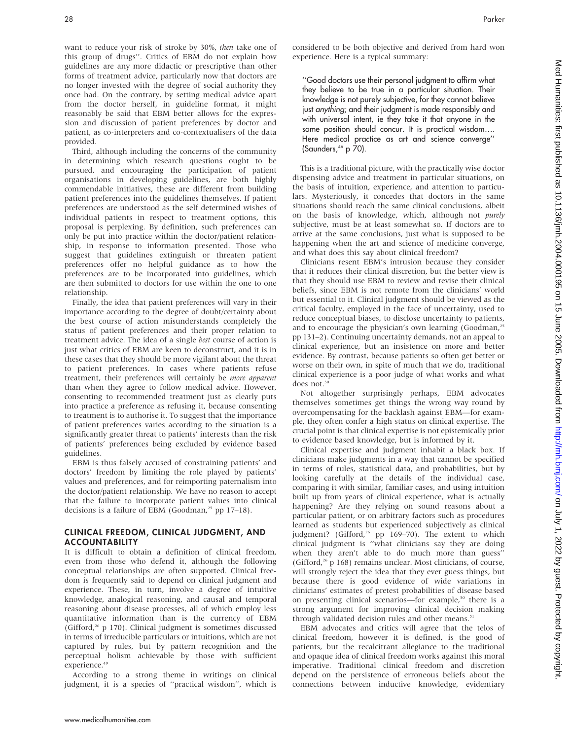want to reduce your risk of stroke by 30%, *then* take one of this group of drugs''. Critics of EBM do not explain how guidelines are any more didactic or prescriptive than other forms of treatment advice, particularly now that doctors are no longer invested with the degree of social authority they once had. On the contrary, by setting medical advice apart from the doctor herself, in guideline format, it might reasonably be said that EBM better allows for the expression and discussion of patient preferences by doctor and patient, as co-interpreters and co-contextualisers of the data provided.

Third, although including the concerns of the community in determining which research questions ought to be pursued, and encouraging the participation of patient organisations in developing guidelines, are both highly commendable initiatives, these are different from building patient preferences into the guidelines themselves. If patient preferences are understood as the self determined wishes of individual patients in respect to treatment options, this proposal is perplexing. By definition, such preferences can only be put into practice within the doctor/patient relationship, in response to information presented. Those who suggest that guidelines extinguish or threaten patient preferences offer no helpful guidance as to how the preferences are to be incorporated into guidelines, which are then submitted to doctors for use within the one to one relationship.

Finally, the idea that patient preferences will vary in their importance according to the degree of doubt/certainty about the best course of action misunderstands completely the status of patient preferences and their proper relation to treatment advice. The idea of a single *best* course of action is just what critics of EBM are keen to deconstruct, and it is in these cases that they should be more vigilant about the threat to patient preferences. In cases where patients refuse treatment, their preferences will certainly be *more apparent* than when they agree to follow medical advice. However, consenting to recommended treatment just as clearly puts into practice a preference as refusing it, because consenting to treatment is to authorise it. To suggest that the importance of patient preferences varies according to the situation is a significantly greater threat to patients' interests than the risk of patients' preferences being excluded by evidence based guidelines.

EBM is thus falsely accused of constraining patients' and doctors' freedom by limiting the role played by patients' values and preferences, and for reimporting paternalism into the doctor/patient relationship. We have no reason to accept that the failure to incorporate patient values into clinical decisions is a failure of EBM (Goodman,[25] pp 17–18).

## CLINICAL FREEDOM, CLINICAL JUDGMENT, AND ACCOUNTABILITY

It is difficult to obtain a definition of clinical freedom, even from those who defend it, although the following conceptual relationships are often supported. Clinical freedom is frequently said to depend on clinical judgment and experience. These, in turn, involve a degree of intuitive knowledge, analogical reasoning, and causal and temporal reasoning about disease processes, all of which employ less quantitative information than is the currency of EBM (Gifford,[26] p 170). Clinical judgment is sometimes discussed in terms of irreducible particulars or intuitions, which are not captured by rules, but by pattern recognition and the perceptual holism achievable by those with sufficient experience.[49]

According to a strong theme in writings on clinical judgment, it is a species of ''practical wisdom'', which is considered to be both objective and derived from hard won experience. Here is a typical summary:

> ''Good doctors use their personal judgment to affirm what they believe to be true in a particular situation. Their knowledge is not purely subjective, for they cannot believe just *anything*; and their judgment is made responsibly and with universal intent, ie they take it that anyone in the same position should concur. It is practical wisdom.... Here medical practice as art and science converge'' (Saunders,[46] p 70).

This is a traditional picture, with the practically wise doctor dispensing advice and treatment in particular situations, on the basis of intuition, experience, and attention to particulars. Mysteriously, it concedes that doctors in the same situations should reach the same clinical conclusions, albeit on the basis of knowledge, which, although not *purely* subjective, must be at least somewhat so. If doctors are to arrive at the same conclusions, just what is supposed to be happening when the art and science of medicine converge, and what does this say about clinical freedom?

Clinicians resent EBM's intrusion because they consider that it reduces their clinical discretion, but the better view is that they should use EBM to review and revise their clinical beliefs, since EBM is not remote from the clinicians' world but essential to it. Clinical judgment should be viewed as the critical faculty, employed in the face of uncertainty, used to reduce conceptual biases, to disclose uncertainty to patients, and to encourage the physician's own learning (Goodman,[25] pp 131–2). Continuing uncertainty demands, not an appeal to clinical experience, but an insistence on more and better evidence. By contrast, because patients so often get better or worse on their own, in spite of much that we do, traditional clinical experience is a poor judge of what works and what does not.[30]

Not altogether surprisingly perhaps, EBM advocates themselves sometimes get things the wrong way round by overcompensating for the backlash against EBM—for example, they often confer a high status on clinical expertise. The crucial point is that clinical expertise is not epistemically prior to evidence based knowledge, but is informed by it.

Clinical expertise and judgment inhabit a black box. If clinicians make judgments in a way that cannot be specified in terms of rules, statistical data, and probabilities, but by looking carefully at the details of the individual case, comparing it with similar, familiar cases, and using intuition built up from years of clinical experience, what is actually happening? Are they relying on sound reasons about a particular patient, or on arbitrary factors such as procedures learned as students but experienced subjectively as clinical judgment? (Gifford,[26] pp 169–70). The extent to which clinical judgment is ''what clinicians say they are doing when they aren't able to do much more than guess'' (Gifford,[26] p 168) remains unclear. Most clinicians, of course, will strongly reject the idea that they ever guess things, but because there is good evidence of wide variations in clinicians' estimates of pretest probabilities of disease based on presenting clinical scenarios—for example,[50] there is a strong argument for improving clinical decision making through validated decision rules and other means.[51]

EBM advocates and critics will agree that the telos of clinical freedom, however it is defined, is the good of patients, but the recalcitrant allegiance to the traditional and opaque idea of clinical freedom works against this moral imperative. Traditional clinical freedom and discretion depend on the persistence of erroneous beliefs about the connections between inductive knowledge, evidentiary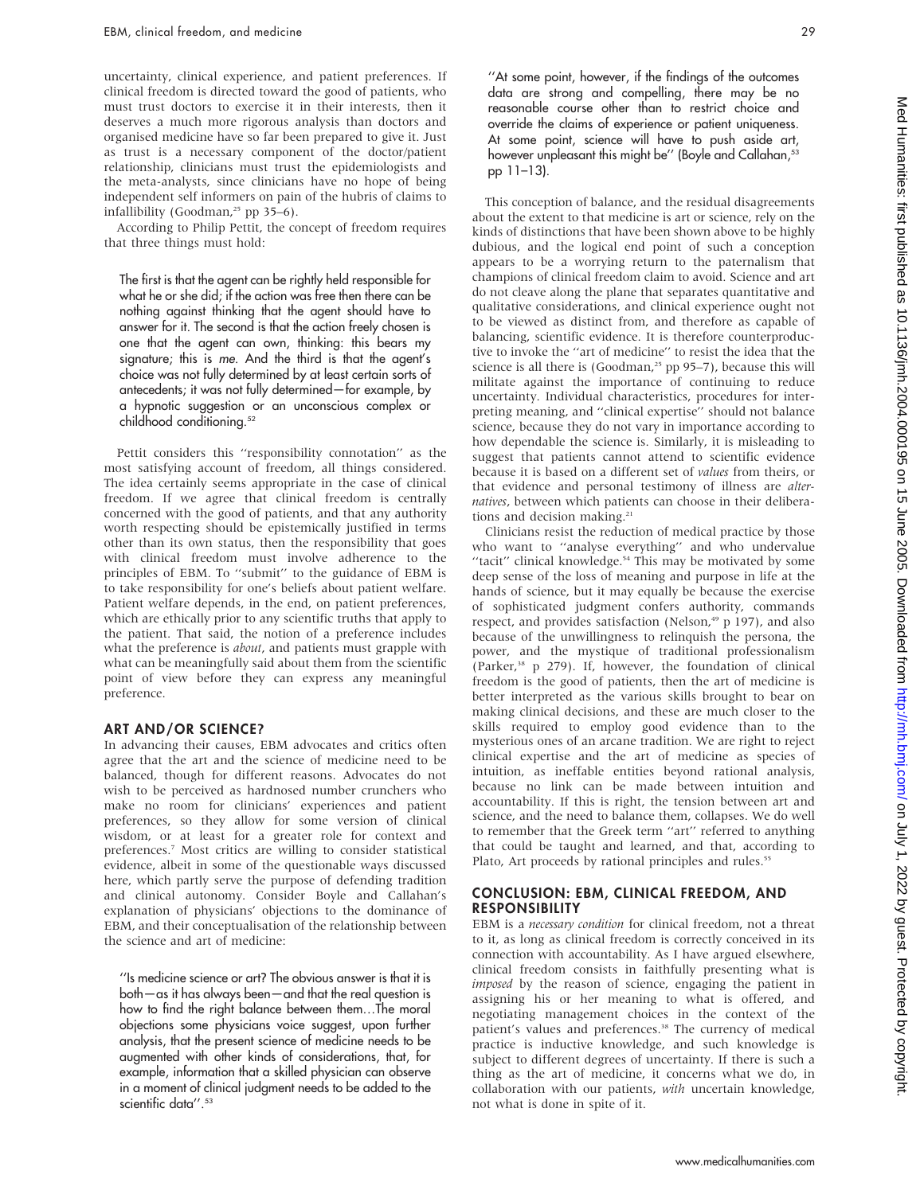uncertainty, clinical experience, and patient preferences. If clinical freedom is directed toward the good of patients, who must trust doctors to exercise it in their interests, then it deserves a much more rigorous analysis than doctors and organised medicine have so far been prepared to give it. Just as trust is a necessary component of the doctor/patient relationship, clinicians must trust the epidemiologists and the meta-analysts, since clinicians have no hope of being independent self informers on pain of the hubris of claims to infallibility (Goodman,[25] pp 35–6).

According to Philip Pettit, the concept of freedom requires that three things must hold:

> The first is that the agent can be rightly held responsible for what he or she did; if the action was free then there can be nothing against thinking that the agent should have to answer for it. The second is that the action freely chosen is one that the agent can own, thinking: this bears my signature; this is *me*. And the third is that the agent's choice was not fully determined by at least certain sorts of antecedents; it was not fully determined—for example, by a hypnotic suggestion or an unconscious complex or childhood conditioning.[52]

Pettit considers this "responsibility connotation" as the most satisfying account of freedom, all things considered. The idea certainly seems appropriate in the case of clinical freedom. If we agree that clinical freedom is centrally concerned with the good of patients, and that any authority worth respecting should be epistemically justified in terms other than its own status, then the responsibility that goes with clinical freedom must involve adherence to the principles of EBM. To "submit" to the guidance of EBM is to take responsibility for one's beliefs about patient welfare. Patient welfare depends, in the end, on patient preferences, which are ethically prior to any scientific truths that apply to the patient. That said, the notion of a preference includes what the preference is *about*, and patients must grapple with what can be meaningfully said about them from the scientific point of view before they can express any meaningful preference.

## ART AND/OR SCIENCE?

In advancing their causes, EBM advocates and critics often agree that the art and the science of medicine need to be balanced, though for different reasons. Advocates do not wish to be perceived as hardnosed number crunchers who make no room for clinicians' experiences and patient preferences, so they allow for some version of clinical wisdom, or at least for a greater role for context and preferences.[7] Most critics are willing to consider statistical evidence, albeit in some of the questionable ways discussed here, which partly serve the purpose of defending tradition and clinical autonomy. Consider Boyle and Callahan's explanation of physicians' objections to the dominance of EBM, and their conceptualisation of the relationship between the science and art of medicine:

> "Is medicine science or art? The obvious answer is that it is both—as it has always been—and that the real question is how to find the right balance between them…The moral objections some physicians voice suggest, upon further analysis, that the present science of medicine needs to be augmented with other kinds of considerations, that, for example, information that a skilled physician can observe in a moment of clinical judgment needs to be added to the scientific data".[53]

> "At some point, however, if the findings of the outcomes data are strong and compelling, there may be no reasonable course other than to restrict choice and override the claims of experience or patient uniqueness. At some point, science will have to push aside art, however unpleasant this might be" (Boyle and Callahan,[53] pp 11–13).

This conception of balance, and the residual disagreements about the extent to that medicine is art or science, rely on the kinds of distinctions that have been shown above to be highly dubious, and the logical end point of such a conception appears to be a worrying return to the paternalism that champions of clinical freedom claim to avoid. Science and art do not cleave along the plane that separates quantitative and qualitative considerations, and clinical experience ought not to be viewed as distinct from, and therefore as capable of balancing, scientific evidence. It is therefore counterproductive to invoke the "art of medicine" to resist the idea that the science is all there is (Goodman,[25] pp 95–7), because this will militate against the importance of continuing to reduce uncertainty. Individual characteristics, procedures for interpreting meaning, and "clinical expertise" should not balance science, because they do not vary in importance according to how dependable the science is. Similarly, it is misleading to suggest that patients cannot attend to scientific evidence because it is based on a different set of *values* from theirs, or that evidence and personal testimony of illness are *alternatives*, between which patients can choose in their deliberations and decision making.[21]

Clinicians resist the reduction of medical practice by those who want to "analyse everything" and who undervalue "tacit" clinical knowledge.[54] This may be motivated by some deep sense of the loss of meaning and purpose in life at the hands of science, but it may equally be because the exercise of sophisticated judgment confers authority, commands respect, and provides satisfaction (Nelson,[49] p 197), and also because of the unwillingness to relinquish the persona, the power, and the mystique of traditional professionalism (Parker,[38] p 279). If, however, the foundation of clinical freedom is the good of patients, then the art of medicine is better interpreted as the various skills brought to bear on making clinical decisions, and these are much closer to the skills required to employ good evidence than to the mysterious ones of an arcane tradition. We are right to reject clinical expertise and the art of medicine as species of intuition, as ineffable entities beyond rational analysis, because no link can be made between intuition and accountability. If this is right, the tension between art and science, and the need to balance them, collapses. We do well to remember that the Greek term "art" referred to anything that could be taught and learned, and that, according to Plato, Art proceeds by rational principles and rules.[55]

## CONCLUSION: EBM, CLINICAL FREEDOM, AND RESPONSIBILITY

EBM is a *necessary condition* for clinical freedom, not a threat to it, as long as clinical freedom is correctly conceived in its connection with accountability. As I have argued elsewhere, clinical freedom consists in faithfully presenting what is *imposed* by the reason of science, engaging the patient in assigning his or her meaning to what is offered, and negotiating management choices in the context of the patient's values and preferences.[38] The currency of medical practice is inductive knowledge, and such knowledge is subject to different degrees of uncertainty. If there is such a thing as the art of medicine, it concerns what we do, in collaboration with our patients, *with* uncertain knowledge, not what is done in spite of it.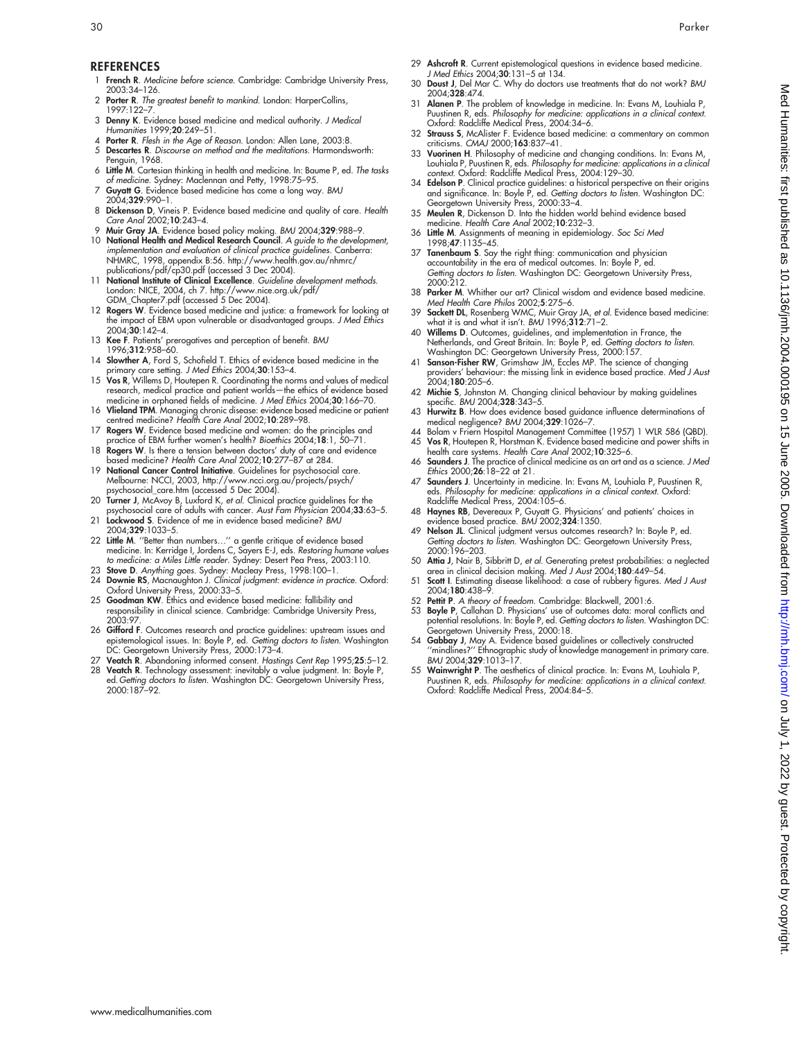## REFERENCES

1. **French R**. *Medicine before science*. Cambridge: Cambridge University Press, 2003:34–126.
2. **Porter R**. *The greatest benefit to mankind*. London: HarperCollins, 1997:122–7.
3. **Denny K**. Evidence based medicine and medical authority. *J Medical Humanities* 1999;**20**:249–51.
4. **Porter R**. *Flesh in the Age of Reason*. London: Allen Lane, 2003:8.
5. **Descartes R**. *Discourse on method and the meditations*. Harmondsworth: Penguin, 1968.
6. **Little M**. Cartesian thinking in health and medicine. In: Baume P, ed. *The tasks of medicine*. Sydney: Maclennan and Petty, 1998:75–95.
7. **Guyatt G**. Evidence based medicine has come a long way. *BMJ* 2004;**329**:990–1.
8. **Dickenson D**, Vineis P. Evidence based medicine and quality of care. *Health Care Anal* 2002;**10**:243–4.
9. **Muir Gray JA**. Evidence based policy making. *BMJ* 2004;**329**:988–9.
10. **National Health and Medical Research Council**. *A guide to the development, implementation and evaluation of clinical practice guidelines*. Canberra: NHMRC, 1998, appendix B:56. http://www.health.gov.au/nhmrc/publications/pdf/cp30.pdf (accessed 3 Dec 2004).
11. **National Institute of Clinical Excellence**. *Guideline development methods*. London: NICE, 2004, ch 7. http://www.nice.org.uk/pdf/GDM_Chapter7.pdf (accessed 5 Dec 2004).
12. **Rogers W**. Evidence based medicine and justice: a framework for looking at the impact of EBM upon vulnerable or disadvantaged groups. *J Med Ethics* 2004;**30**:142–4.
13. **Kee F**. Patients' prerogatives and perception of benefit. *BMJ* 1996;**312**:958–60.
14. **Slowther A**, Ford S, Schofield T. Ethics of evidence based medicine in the primary care setting. *J Med Ethics* 2004;**30**:153–4.
15. **Vos R**, Willems D, Houtepen R. Coordinating the norms and values of medical research, medical practice and patient worlds—the ethics of evidence based medicine in orphaned fields of medicine. *J Med Ethics* 2004;**30**:166–70.
16. **Vlieland TPM**. Managing chronic disease: evidence based medicine or patient centred medicine? *Health Care Anal* 2002;**10**:289–98.
17. **Rogers W**. Evidence based medicine and women: do the principles and practice of EBM further women's health? *Bioethics* 2004;**18**:1, 50–71.
18. **Rogers W**. Is there a tension between doctors' duty of care and evidence based medicine? *Health Care Anal* 2002;**10**:277–87 at 284.
19. **National Cancer Control Initiative**. Guidelines for psychosocial care. Melbourne: NCCI, 2003, http://www.ncci.org.au/projects/psych/psychosocial_care.htm (accessed 5 Dec 2004).
20. **Turner J**, McAvoy B, Luxford K, *et al*. Clinical practice guidelines for the psychosocial care of adults with cancer. *Aust Fam Physician* 2004;**33**:63–5.
21. **Lockwood S**. Evidence of me in evidence based medicine? *BMJ* 2004;**329**:1033–5.
22. **Little M**. ''Better than numbers…'' a gentle critique of evidence based medicine. In: Kerridge I, Jordens C, Sayers E-J, eds. *Restoring humane values to medicine: a Miles Little reader*. Sydney: Desert Pea Press, 2003:110.
23. **Stove D**. *Anything goes*. Sydney: Macleay Press, 1998:100–1.
24. **Downie RS**, Macnaughton J. *Clinical judgment: evidence in practice*. Oxford: Oxford University Press, 2000:33–5.
25. **Goodman KW**. Ethics and evidence based medicine: fallibility and responsibility in clinical science. Cambridge: Cambridge University Press, 2003:97.
26. **Gifford F**. Outcomes research and practice guidelines: upstream issues and epistemological issues. In: Boyle P, ed. *Getting doctors to listen*. Washington DC: Georgetown University Press, 2000:173–4.
27. **Veatch R**. Abandoning informed consent. *Hastings Cent Rep* 1995;**25**:5–12.
28. **Veatch R**. Technology assessment: inevitably a value judgment. In: Boyle P, ed. *Getting doctors to listen*. Washington DC: Georgetown University Press, 2000:187–92.
29. **Ashcroft R**. Current epistemological questions in evidence based medicine. *J Med Ethics* 2004;**30**:131–5 at 134.
30. **Doust J**, Del Mar C. Why do doctors use treatments that do not work? *BMJ* 2004;**328**:474.
31. **Alanen P**. The problem of knowledge in medicine. In: Evans M, Louhiala P, Puustinen R, eds. *Philosophy for medicine: applications in a clinical context*. Oxford: Radcliffe Medical Press, 2004:34–6.
32. **Strauss S**, McAlister F. Evidence based medicine: a commentary on common criticisms. *CMAJ* 2000;**163**:837–41.
33. **Vuorinen H**. Philosophy of medicine and changing conditions. In: Evans M, Louhiala P, Puustinen R, eds. *Philosophy for medicine: applications in a clinical context*. Oxford: Radcliffe Medical Press, 2004:129–30.
34. **Edelson P**. Clinical practice guidelines: a historical perspective on their origins and significance. In: Boyle P, ed. *Getting doctors to listen*. Washington DC: Georgetown University Press, 2000:33–4.
35. **Meulen R**, Dickenson D. Into the hidden world behind evidence based medicine. *Health Care Anal* 2002;**10**:232–3.
36. **Little M**. Assignments of meaning in epidemiology. *Soc Sci Med* 1998;**47**:1135–45.
37. **Tanenbaum S**. Say the right thing: communication and physician accountability in the era of medical outcomes. In: Boyle P, ed. *Getting doctors to listen*. Washington DC: Georgetown University Press, 2000:212.
38. **Parker M**. Whither our art? Clinical wisdom and evidence based medicine. *Med Health Care Philos* 2002;**5**:275–6.
39. **Sackett DL**, Rosenberg WMC, Muir Gray JA, *et al*. Evidence based medicine: what it is and what it isn't. *BMJ* 1996;**312**:71–2.
40. **Willems D**. Outcomes, guidelines, and implementation in France, the Netherlands, and Great Britain. In: Boyle P, ed. *Getting doctors to listen*. Washington DC: Georgetown University Press, 2000:157.
41. **Sanson-Fisher RW**, Grimshaw JM, Eccles MP. The science of changing providers' behaviour: the missing link in evidence based practice. *Med J Aust* 2004;**180**:205–6.
42. **Michie S**, Johnston M. Changing clinical behaviour by making guidelines specific. *BMJ* 2004;**328**:343–5.
43. **Hurwitz B**. How does evidence based guidance influence determinations of medical negligence? *BMJ* 2004;**329**:1026–7.
44. Bolam v Friern Hospital Management Committee (1957) 1 WLR 586 (QBD).
45. **Vos R**, Houtepen R, Horstman K. Evidence based medicine and power shifts in health care systems. *Health Care Anal* 2002;**10**:325–6.
46. **Saunders J**. The practice of clinical medicine as an art and as a science. *J Med Ethics* 2000;**26**:18–22 at 21.
47. **Saunders J**. Uncertainty in medicine. In: Evans M, Louhiala P, Puustinen R, eds. *Philosophy for medicine: applications in a clinical context*. Oxford: Radcliffe Medical Press, 2004:105–6.
48. **Haynes RB**, Devereaux P, Guyatt G. Physicians' and patients' choices in evidence based practice. *BMJ* 2002;**324**:1350.
49. **Nelson JL**. Clinical judgment versus outcomes research? In: Boyle P, ed. *Getting doctors to listen*. Washington DC: Georgetown University Press, 2000:196–203.
50. **Attia J**, Nair B, Sibbritt D, *et al*. Generating pretest probabilities: a neglected area in clinical decision making. *Med J Aust* 2004;**180**:449–54.
51. **Scott I**. Estimating disease likelihood: a case of rubbery figures. *Med J Aust* 2004;**180**:438–9.
52. **Pettit P**. *A theory of freedom*. Cambridge: Blackwell, 2001:6.
53. **Boyle P**, Callahan D. Physicians' use of outcomes data: moral conflicts and potential resolutions. In: Boyle P, ed. *Getting doctors to listen*. Washington DC: Georgetown University Press, 2000:18.
54. **Gabbay J**, May A. Evidence based guidelines or collectively constructed ''mindlines?'' Ethnographic study of knowledge management in primary care. *BMJ* 2004;**329**:1013–17.
55. **Wainwright P**. The aesthetics of clinical practice. In: Evans M, Louhiala P, Puustinen R, eds. *Philosophy for medicine: applications in a clinical context*. Oxford: Radcliffe Medical Press, 2004:84–5.